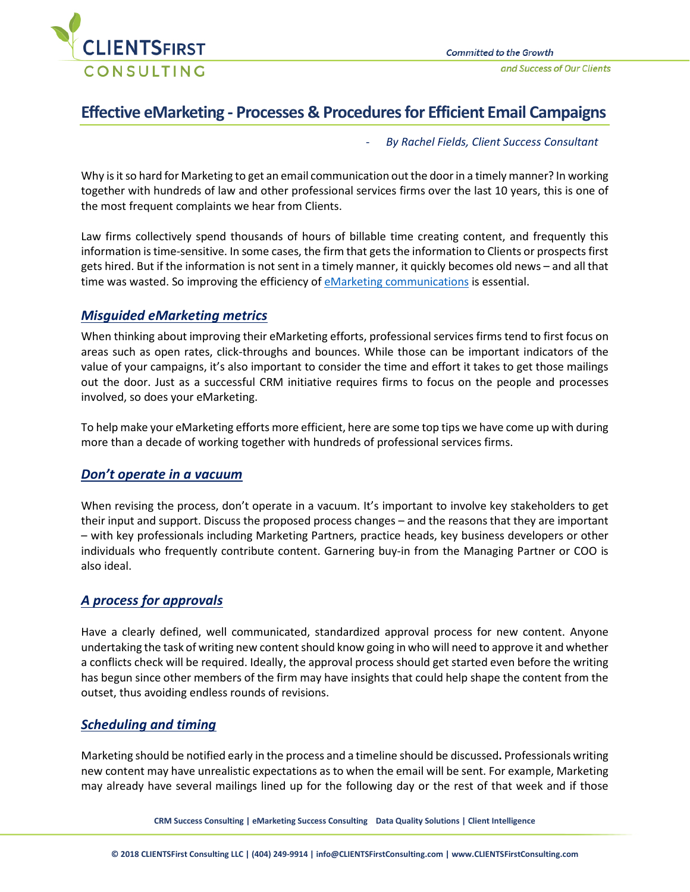# Effective eMarketing - Processes & Procedures for Efficient Email Campaigns

*- By Rachel Fields, Client Success Consultant*

Why is it so hard for Marketing to get an email communication out the door in a timely manner? In working together with hundreds of law and other professional services firms over the last 10 years, this is one of the most frequent complaints we hear from Clients.

Law firms collectively spend thousands of hours of billable time creating content, and frequently this information is time-sensitive. In some cases, the firm that gets the information to Clients or prospects first gets hired. But if the information is not sent in a timely manner, it quickly becomes old news – and all that time was wasted. So improving the efficiency of eMarketing communications is essential.

## *Misguided eMarketing metrics*

When thinking about improving their eMarketing efforts, professional services firms tend to first focus on areas such as open rates, click-throughs and bounces. While those can be important indicators of the value of your campaigns, it's also important to consider the time and effort it takes to get those mailings out the door. Just as a successful CRM initiative requires firms to focus on the people and processes involved, so does your eMarketing.

To help make your eMarketing efforts more efficient, here are some top tips we have come up with during more than a decade of working together with hundreds of professional services firms.

## *Don't operate in a vacuum*

When revising the process, don't operate in a vacuum. It's important to involve key stakeholders to get their input and support. Discuss the proposed process changes – and the reasons that they are important – with key professionals including Marketing Partners, practice heads, key business developers or other individuals who frequently contribute content. Garnering buy-in from the Managing Partner or COO is also ideal.

## *A process for approvals*

Have a clearly defined, well communicated, standardized approval process for new content. Anyone undertaking the task of writing new content should know going in who will need to approve it and whether a conflicts check will be required. Ideally, the approval process should get started even before the writing has begun since other members of the firm may have insights that could help shape the content from the outset, thus avoiding endless rounds of revisions.

## *Scheduling and timing*

Marketing should be notified early in the process and a timeline should be discussed. Professionals writing new content may have unrealistic expectations as to when the email will be sent. For example, Marketing may already have several mailings lined up for the following day or the rest of that week and if those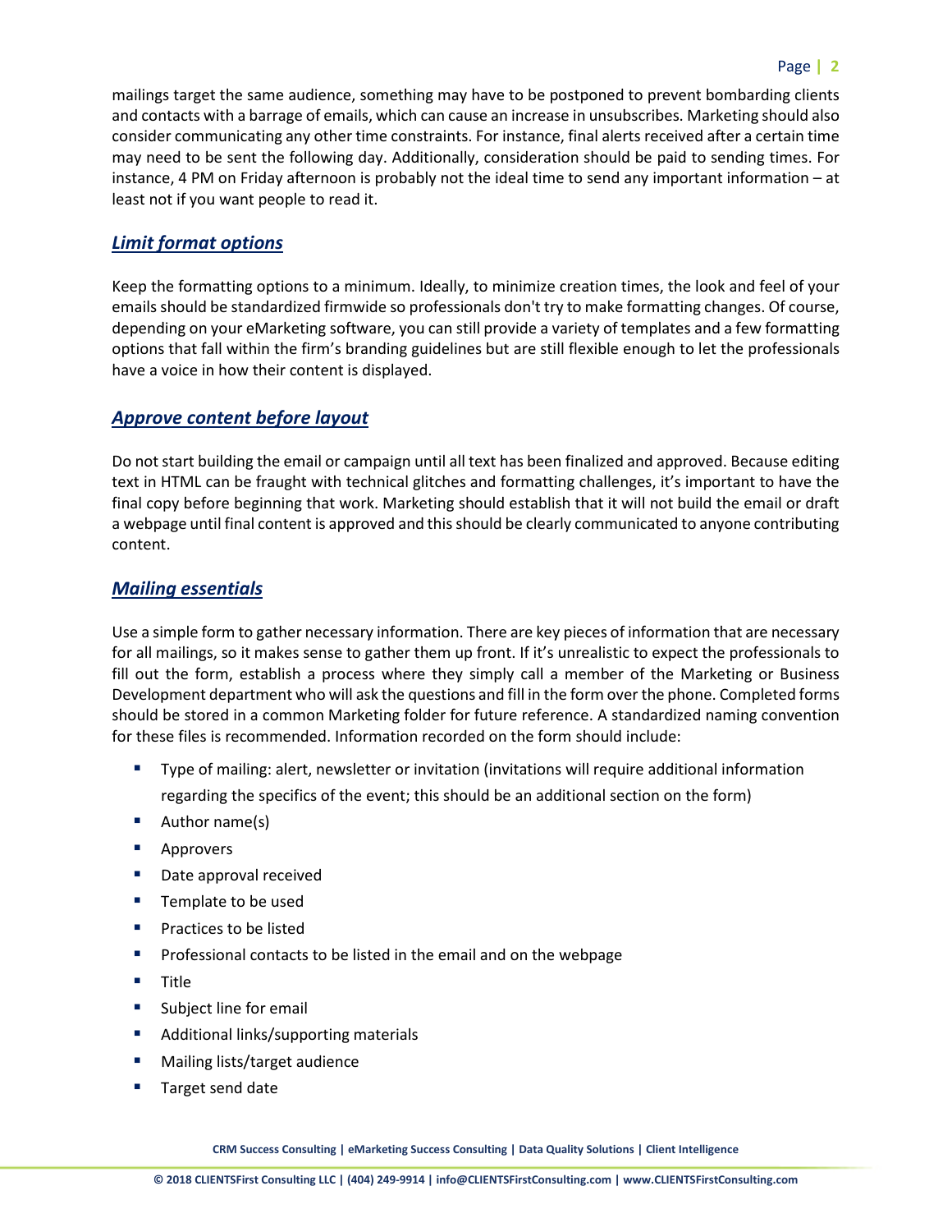mailings target the same audience, something may have to be postponed to prevent bombarding clients and contacts with a barrage of emails, which can cause an increase in unsubscribes. Marketing should also consider communicating any other time constraints. For instance, final alerts received after a certain time may need to be sent the following day. Additionally, consideration should be paid to sending times. For instance, 4 PM on Friday afternoon is probably not the ideal time to send any important information – at least not if you want people to read it.

## ***Limit format options***

Keep the formatting options to a minimum. Ideally, to minimize creation times, the look and feel of your emails should be standardized firmwide so professionals don't try to make formatting changes. Of course, depending on your eMarketing software, you can still provide a variety of templates and a few formatting options that fall within the firm's branding guidelines but are still flexible enough to let the professionals have a voice in how their content is displayed.

## ***Approve content before layout***

Do not start building the email or campaign until all text has been finalized and approved. Because editing text in HTML can be fraught with technical glitches and formatting challenges, it's important to have the final copy before beginning that work. Marketing should establish that it will not build the email or draft a webpage until final content is approved and this should be clearly communicated to anyone contributing content.

## ***Mailing essentials***

Use a simple form to gather necessary information. There are key pieces of information that are necessary for all mailings, so it makes sense to gather them up front. If it's unrealistic to expect the professionals to fill out the form, establish a process where they simply call a member of the Marketing or Business Development department who will ask the questions and fill in the form over the phone. Completed forms should be stored in a common Marketing folder for future reference. A standardized naming convention for these files is recommended. Information recorded on the form should include:

- Type of mailing: alert, newsletter or invitation (invitations will require additional information regarding the specifics of the event; this should be an additional section on the form)
- Author name(s)
- Approvers
- Date approval received
- Template to be used
- Practices to be listed
- Professional contacts to be listed in the email and on the webpage
- Title
- Subject line for email
- Additional links/supporting materials
- Mailing lists/target audience
- Target send date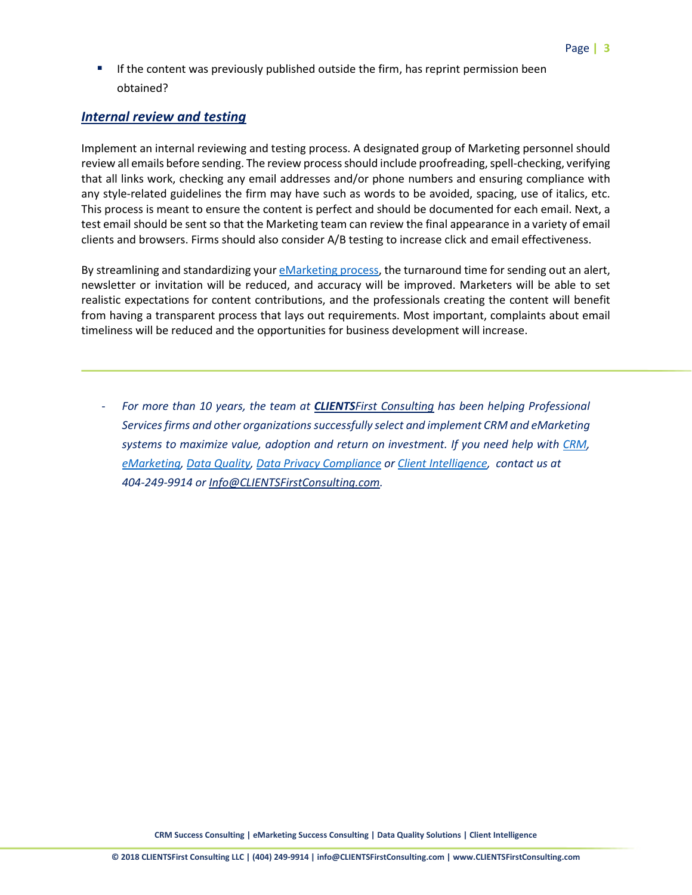- If the content was previously published outside the firm, has reprint permission been obtained?

### ***Internal review and testing***

Implement an internal reviewing and testing process. A designated group of Marketing personnel should review all emails before sending. The review process should include proofreading, spell-checking, verifying that all links work, checking any email addresses and/or phone numbers and ensuring compliance with any style-related guidelines the firm may have such as words to be avoided, spacing, use of italics, etc. This process is meant to ensure the content is perfect and should be documented for each email. Next, a test email should be sent so that the Marketing team can review the final appearance in a variety of email clients and browsers. Firms should also consider A/B testing to increase click and email effectiveness.

By streamlining and standardizing your eMarketing process, the turnaround time for sending out an alert, newsletter or invitation will be reduced, and accuracy will be improved. Marketers will be able to set realistic expectations for content contributions, and the professionals creating the content will benefit from having a transparent process that lays out requirements. Most important, complaints about email timeliness will be reduced and the opportunities for business development will increase.

---

- *For more than 10 years, the team at **CLIENTS**First Consulting has been helping Professional Services firms and other organizations successfully select and implement CRM and eMarketing systems to maximize value, adoption and return on investment. If you need help with CRM, eMarketing, Data Quality, Data Privacy Compliance or Client Intelligence, contact us at 404-249-9914 or Info@CLIENTSFirstConsulting.com.*

**CRM Success Consulting | eMarketing Success Consulting | Data Quality Solutions | Client Intelligence**

**© 2018 CLIENTSFirst Consulting LLC | (404) 249-9914 | info@CLIENTSFirstConsulting.com | www.CLIENTSFirstConsulting.com**